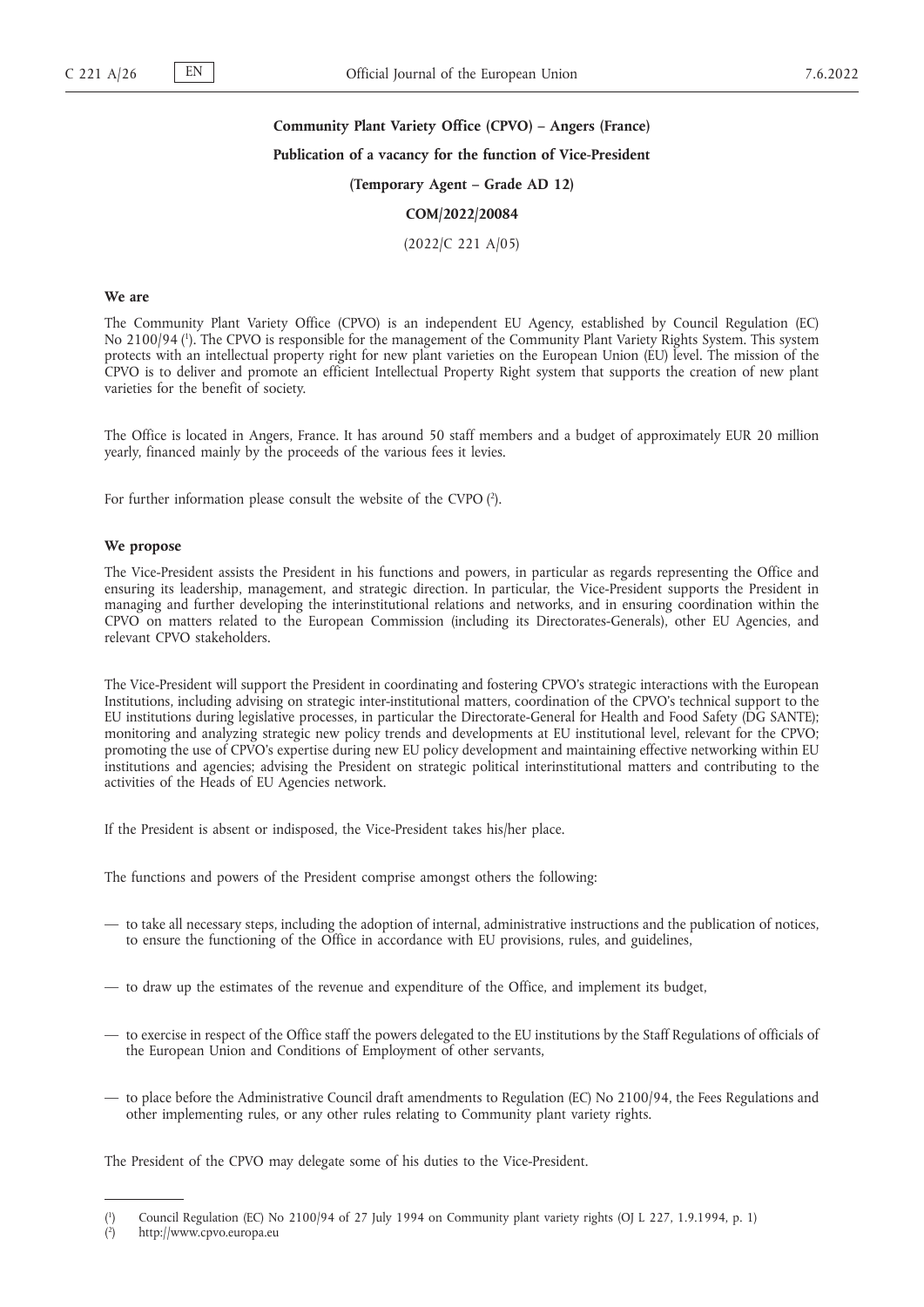**Community Plant Variety Office (CPVO) – Angers (France)**

**Publication of a vacancy for the function of Vice-President**

**(Temporary Agent – Grade AD 12)**

**COM/2022/20084**

(2022/C 221 A/05)

## We are

The Community Plant Variety Office (CPVO) is an independent EU Agency, established by Council Regulation (EC) No 2100/94 [1]. The CPVO is responsible for the management of the Community Plant Variety Rights System. This system protects with an intellectual property right for new plant varieties on the European Union (EU) level. The mission of the CPVO is to deliver and promote an efficient Intellectual Property Right system that supports the creation of new plant varieties for the benefit of society.

The Office is located in Angers, France. It has around 50 staff members and a budget of approximately EUR 20 million yearly, financed mainly by the proceeds of the various fees it levies.

For further information please consult the website of the CVPO [2].

## We propose

The Vice-President assists the President in his functions and powers, in particular as regards representing the Office and ensuring its leadership, management, and strategic direction. In particular, the Vice-President supports the President in managing and further developing the interinstitutional relations and networks, and in ensuring coordination within the CPVO on matters related to the European Commission (including its Directorates-Generals), other EU Agencies, and relevant CPVO stakeholders.

The Vice-President will support the President in coordinating and fostering CPVO's strategic interactions with the European Institutions, including advising on strategic inter-institutional matters, coordination of the CPVO's technical support to the EU institutions during legislative processes, in particular the Directorate-General for Health and Food Safety (DG SANTE); monitoring and analyzing strategic new policy trends and developments at EU institutional level, relevant for the CPVO; promoting the use of CPVO's expertise during new EU policy development and maintaining effective networking within EU institutions and agencies; advising the President on strategic political interinstitutional matters and contributing to the activities of the Heads of EU Agencies network.

If the President is absent or indisposed, the Vice-President takes his/her place.

The functions and powers of the President comprise amongst others the following:

— to take all necessary steps, including the adoption of internal, administrative instructions and the publication of notices, to ensure the functioning of the Office in accordance with EU provisions, rules, and guidelines,

— to draw up the estimates of the revenue and expenditure of the Office, and implement its budget,

— to exercise in respect of the Office staff the powers delegated to the EU institutions by the Staff Regulations of officials of the European Union and Conditions of Employment of other servants,

— to place before the Administrative Council draft amendments to Regulation (EC) No 2100/94, the Fees Regulations and other implementing rules, or any other rules relating to Community plant variety rights.

The President of the CPVO may delegate some of his duties to the Vice-President.

---

[1] Council Regulation (EC) No 2100/94 of 27 July 1994 on Community plant variety rights (OJ L 227, 1.9.1994, p. 1)

[2] http://www.cpvo.europa.eu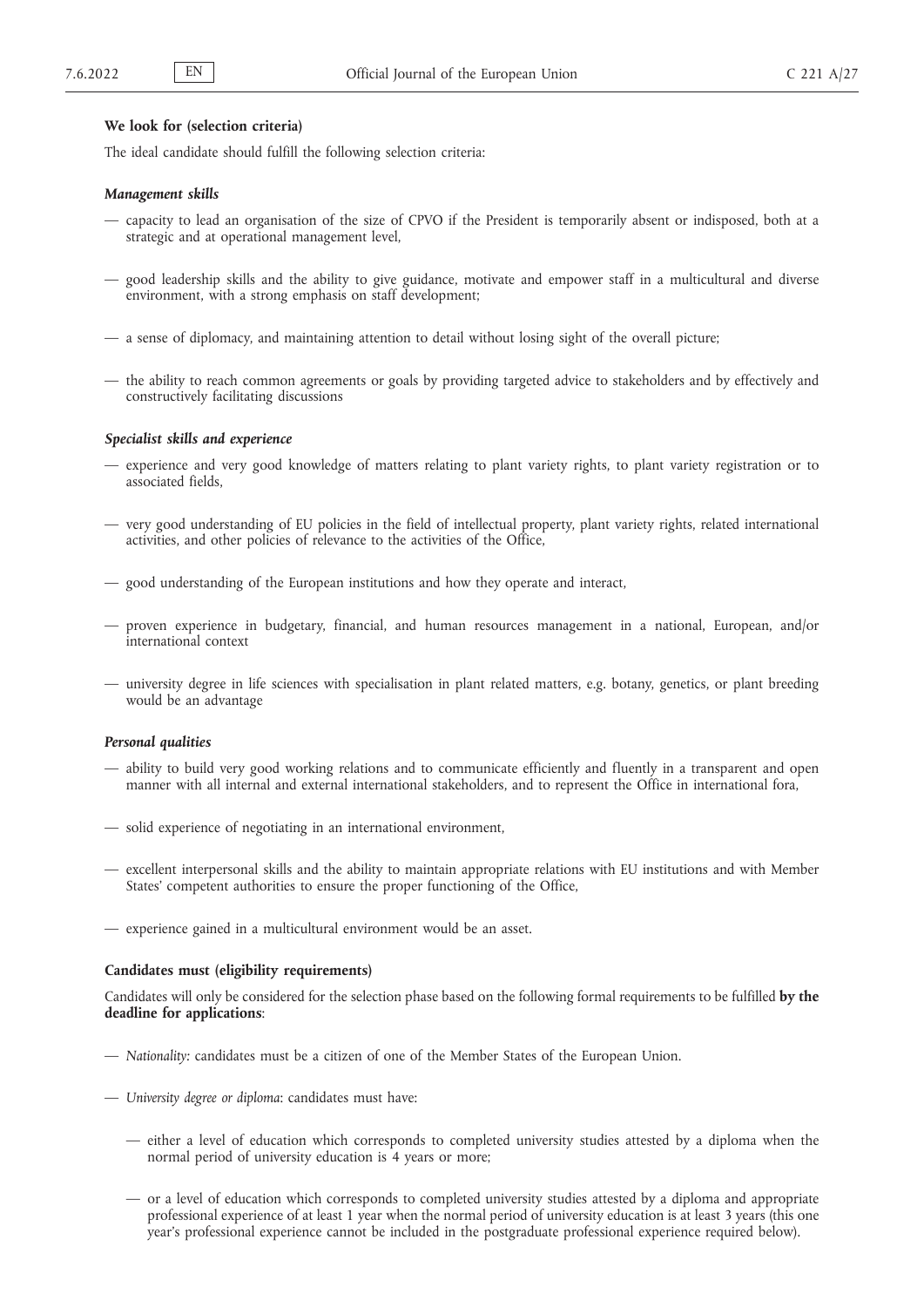**We look for (selection criteria)**

The ideal candidate should fulfill the following selection criteria:

***Management skills***

- capacity to lead an organisation of the size of CPVO if the President is temporarily absent or indisposed, both at a strategic and at operational management level,
- good leadership skills and the ability to give guidance, motivate and empower staff in a multicultural and diverse environment, with a strong emphasis on staff development;
- a sense of diplomacy, and maintaining attention to detail without losing sight of the overall picture;
- the ability to reach common agreements or goals by providing targeted advice to stakeholders and by effectively and constructively facilitating discussions

***Specialist skills and experience***

- experience and very good knowledge of matters relating to plant variety rights, to plant variety registration or to associated fields,
- very good understanding of EU policies in the field of intellectual property, plant variety rights, related international activities, and other policies of relevance to the activities of the Office,
- good understanding of the European institutions and how they operate and interact,
- proven experience in budgetary, financial, and human resources management in a national, European, and/or international context
- university degree in life sciences with specialisation in plant related matters, e.g. botany, genetics, or plant breeding would be an advantage

***Personal qualities***

- ability to build very good working relations and to communicate efficiently and fluently in a transparent and open manner with all internal and external international stakeholders, and to represent the Office in international fora,
- solid experience of negotiating in an international environment,
- excellent interpersonal skills and the ability to maintain appropriate relations with EU institutions and with Member States' competent authorities to ensure the proper functioning of the Office,
- experience gained in a multicultural environment would be an asset.

**Candidates must (eligibility requirements)**

Candidates will only be considered for the selection phase based on the following formal requirements to be fulfilled **by the deadline for applications**:

- *Nationality:* candidates must be a citizen of one of the Member States of the European Union.
- *University degree or diploma*: candidates must have:
  - either a level of education which corresponds to completed university studies attested by a diploma when the normal period of university education is 4 years or more;
  - or a level of education which corresponds to completed university studies attested by a diploma and appropriate professional experience of at least 1 year when the normal period of university education is at least 3 years (this one year's professional experience cannot be included in the postgraduate professional experience required below).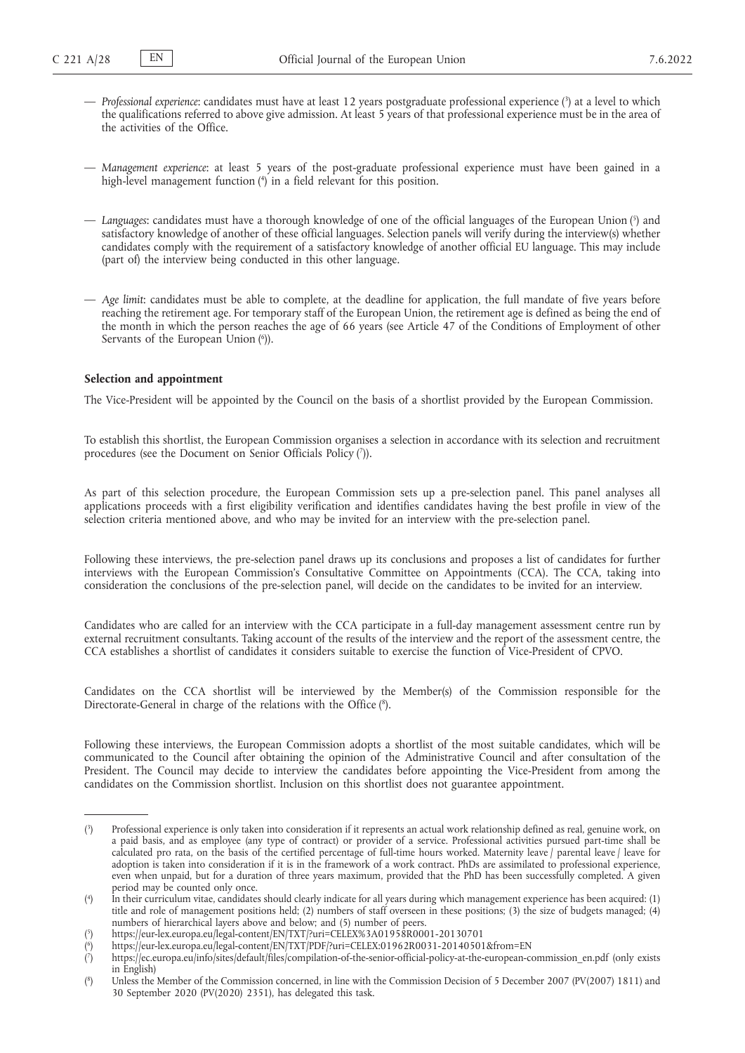— *Professional experience*: candidates must have at least 12 years postgraduate professional experience [3] at a level to which the qualifications referred to above give admission. At least 5 years of that professional experience must be in the area of the activities of the Office.

— *Management experience*: at least 5 years of the post-graduate professional experience must have been gained in a high-level management function [4] in a field relevant for this position.

— *Languages*: candidates must have a thorough knowledge of one of the official languages of the European Union [5] and satisfactory knowledge of another of these official languages. Selection panels will verify during the interview(s) whether candidates comply with the requirement of a satisfactory knowledge of another official EU language. This may include (part of) the interview being conducted in this other language.

— *Age limit*: candidates must be able to complete, at the deadline for application, the full mandate of five years before reaching the retirement age. For temporary staff of the European Union, the retirement age is defined as being the end of the month in which the person reaches the age of 66 years (see Article 47 of the Conditions of Employment of other Servants of the European Union [6]).

**Selection and appointment**

The Vice-President will be appointed by the Council on the basis of a shortlist provided by the European Commission.

To establish this shortlist, the European Commission organises a selection in accordance with its selection and recruitment procedures (see the Document on Senior Officials Policy [7]).

As part of this selection procedure, the European Commission sets up a pre-selection panel. This panel analyses all applications proceeds with a first eligibility verification and identifies candidates having the best profile in view of the selection criteria mentioned above, and who may be invited for an interview with the pre-selection panel.

Following these interviews, the pre-selection panel draws up its conclusions and proposes a list of candidates for further interviews with the European Commission's Consultative Committee on Appointments (CCA). The CCA, taking into consideration the conclusions of the pre-selection panel, will decide on the candidates to be invited for an interview.

Candidates who are called for an interview with the CCA participate in a full-day management assessment centre run by external recruitment consultants. Taking account of the results of the interview and the report of the assessment centre, the CCA establishes a shortlist of candidates it considers suitable to exercise the function of Vice-President of CPVO.

Candidates on the CCA shortlist will be interviewed by the Member(s) of the Commission responsible for the Directorate-General in charge of the relations with the Office [8].

Following these interviews, the European Commission adopts a shortlist of the most suitable candidates, which will be communicated to the Council after obtaining the opinion of the Administrative Council and after consultation of the President. The Council may decide to interview the candidates before appointing the Vice-President from among the candidates on the Commission shortlist. Inclusion on this shortlist does not guarantee appointment.

---

[3] Professional experience is only taken into consideration if it represents an actual work relationship defined as real, genuine work, on a paid basis, and as employee (any type of contract) or provider of a service. Professional activities pursued part-time shall be calculated pro rata, on the basis of the certified percentage of full-time hours worked. Maternity leave / parental leave / leave for adoption is taken into consideration if it is in the framework of a work contract. PhDs are assimilated to professional experience, even when unpaid, but for a duration of three years maximum, provided that the PhD has been successfully completed. A given period may be counted only once.

[4] In their curriculum vitae, candidates should clearly indicate for all years during which management experience has been acquired: (1) title and role of management positions held; (2) numbers of staff overseen in these positions; (3) the size of budgets managed; (4) numbers of hierarchical layers above and below; and (5) number of peers.

[5] https://eur-lex.europa.eu/legal-content/EN/TXT/?uri=CELEX%3A01958R0001-20130701

[6] https://eur-lex.europa.eu/legal-content/EN/TXT/PDF/?uri=CELEX:01962R0031-20140501&from=EN

[7] https://ec.europa.eu/info/sites/default/files/compilation-of-the-senior-official-policy-at-the-european-commission_en.pdf (only exists in English)

[8] Unless the Member of the Commission concerned, in line with the Commission Decision of 5 December 2007 (PV(2007) 1811) and 30 September 2020 (PV(2020) 2351), has delegated this task.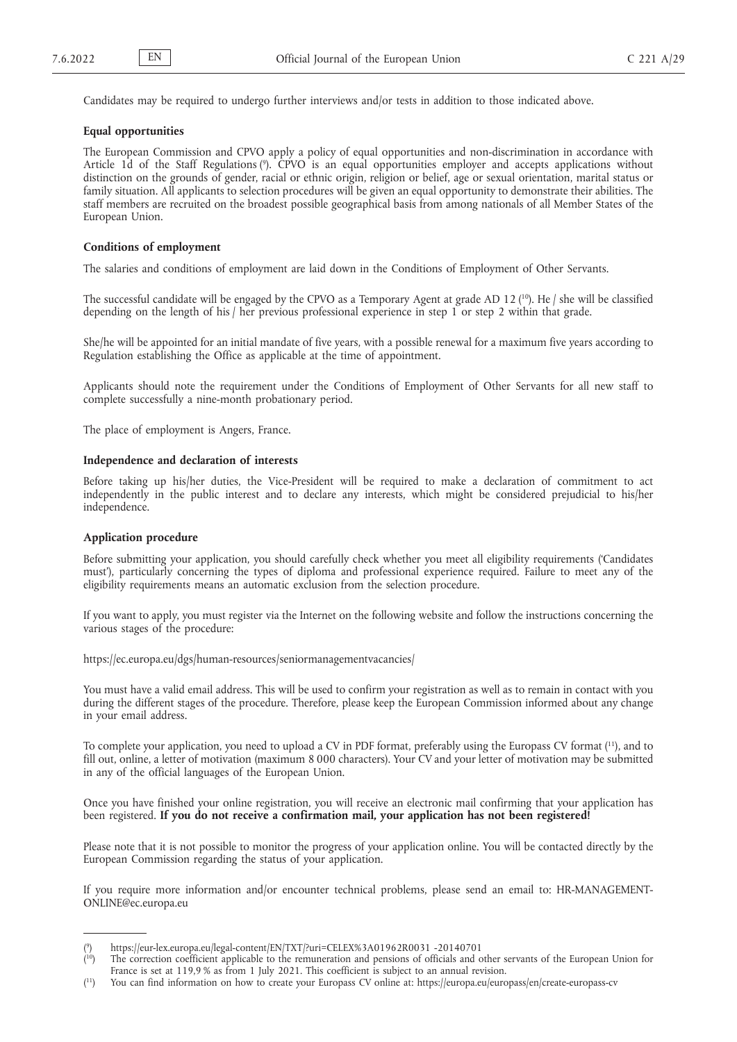Candidates may be required to undergo further interviews and/or tests in addition to those indicated above.

**Equal opportunities**

The European Commission and CPVO apply a policy of equal opportunities and non-discrimination in accordance with Article 1d of the Staff Regulations [9]. CPVO is an equal opportunities employer and accepts applications without distinction on the grounds of gender, racial or ethnic origin, religion or belief, age or sexual orientation, marital status or family situation. All applicants to selection procedures will be given an equal opportunity to demonstrate their abilities. The staff members are recruited on the broadest possible geographical basis from among nationals of all Member States of the European Union.

**Conditions of employment**

The salaries and conditions of employment are laid down in the Conditions of Employment of Other Servants.

The successful candidate will be engaged by the CPVO as a Temporary Agent at grade AD 12 [10]. He / she will be classified depending on the length of his / her previous professional experience in step 1 or step 2 within that grade.

She/he will be appointed for an initial mandate of five years, with a possible renewal for a maximum five years according to Regulation establishing the Office as applicable at the time of appointment.

Applicants should note the requirement under the Conditions of Employment of Other Servants for all new staff to complete successfully a nine-month probationary period.

The place of employment is Angers, France.

**Independence and declaration of interests**

Before taking up his/her duties, the Vice-President will be required to make a declaration of commitment to act independently in the public interest and to declare any interests, which might be considered prejudicial to his/her independence.

**Application procedure**

Before submitting your application, you should carefully check whether you meet all eligibility requirements ('Candidates must'), particularly concerning the types of diploma and professional experience required. Failure to meet any of the eligibility requirements means an automatic exclusion from the selection procedure.

If you want to apply, you must register via the Internet on the following website and follow the instructions concerning the various stages of the procedure:

https://ec.europa.eu/dgs/human-resources/seniormanagementvacancies/

You must have a valid email address. This will be used to confirm your registration as well as to remain in contact with you during the different stages of the procedure. Therefore, please keep the European Commission informed about any change in your email address.

To complete your application, you need to upload a CV in PDF format, preferably using the Europass CV format [11], and to fill out, online, a letter of motivation (maximum 8 000 characters). Your CV and your letter of motivation may be submitted in any of the official languages of the European Union.

Once you have finished your online registration, you will receive an electronic mail confirming that your application has been registered. **If you do not receive a confirmation mail, your application has not been registered!**

Please note that it is not possible to monitor the progress of your application online. You will be contacted directly by the European Commission regarding the status of your application.

If you require more information and/or encounter technical problems, please send an email to: HR-MANAGEMENT-ONLINE@ec.europa.eu

---

[9] https://eur-lex.europa.eu/legal-content/EN/TXT/?uri=CELEX%3A01962R0031 -20140701

[10] The correction coefficient applicable to the remuneration and pensions of officials and other servants of the European Union for France is set at 119,9 % as from 1 July 2021. This coefficient is subject to an annual revision.

[11] You can find information on how to create your Europass CV online at: https://europa.eu/europass/en/create-europass-cv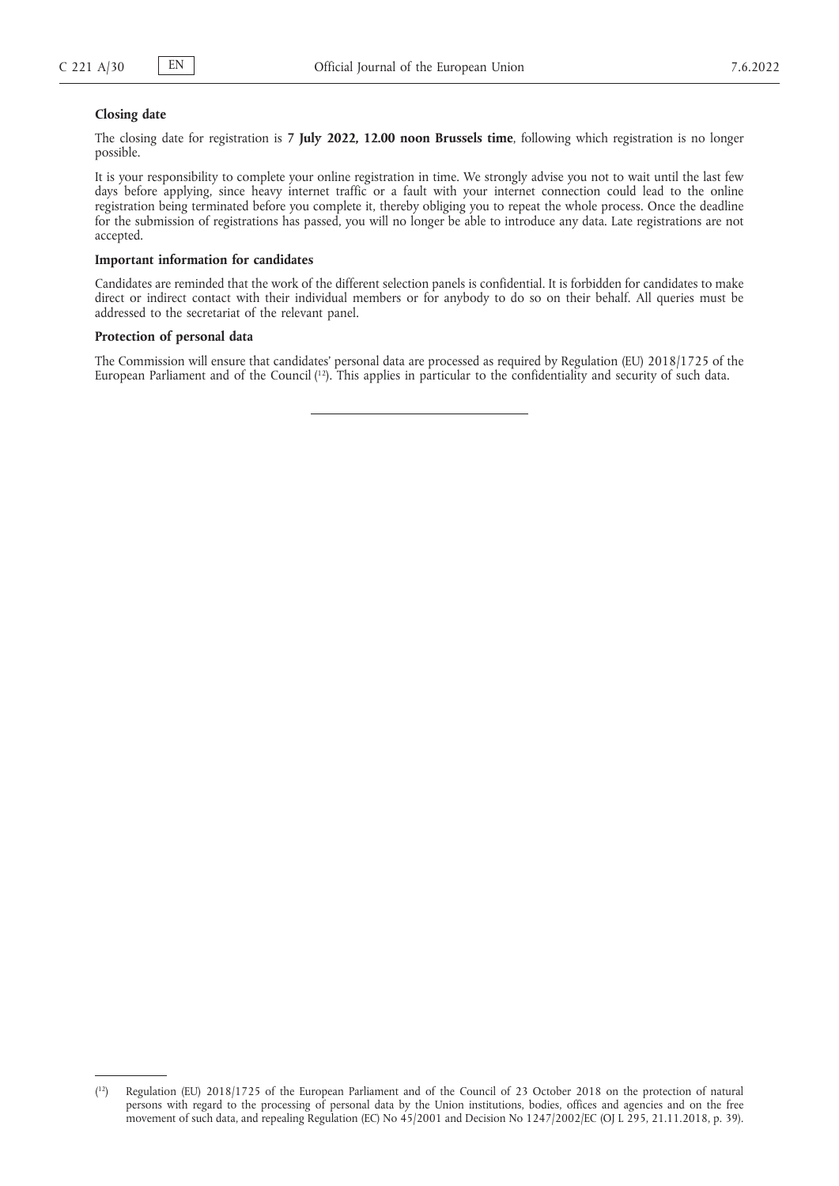**Closing date**

The closing date for registration is **7 July 2022, 12.00 noon Brussels time**, following which registration is no longer possible.

It is your responsibility to complete your online registration in time. We strongly advise you not to wait until the last few days before applying, since heavy internet traffic or a fault with your internet connection could lead to the online registration being terminated before you complete it, thereby obliging you to repeat the whole process. Once the deadline for the submission of registrations has passed, you will no longer be able to introduce any data. Late registrations are not accepted.

**Important information for candidates**

Candidates are reminded that the work of the different selection panels is confidential. It is forbidden for candidates to make direct or indirect contact with their individual members or for anybody to do so on their behalf. All queries must be addressed to the secretariat of the relevant panel.

**Protection of personal data**

The Commission will ensure that candidates' personal data are processed as required by Regulation (EU) 2018/1725 of the European Parliament and of the Council [12]. This applies in particular to the confidentiality and security of such data.

---

[12] Regulation (EU) 2018/1725 of the European Parliament and of the Council of 23 October 2018 on the protection of natural persons with regard to the processing of personal data by the Union institutions, bodies, offices and agencies and on the free movement of such data, and repealing Regulation (EC) No 45/2001 and Decision No 1247/2002/EC (OJ L 295, 21.11.2018, p. 39).